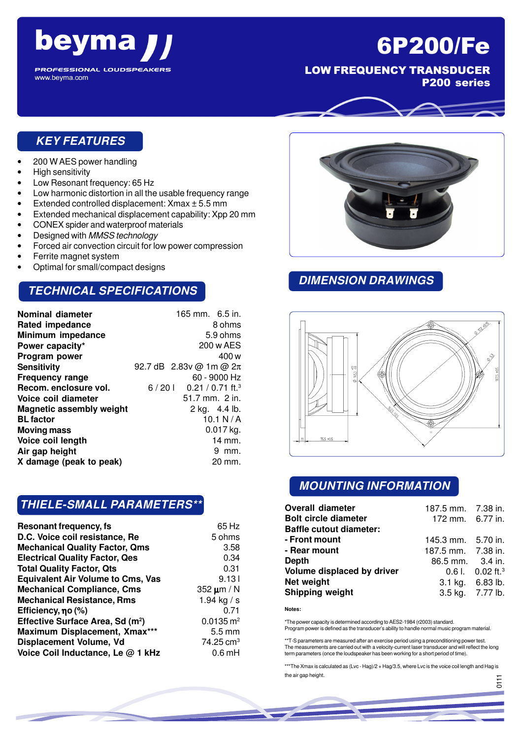# beyma

PROFESSIONAL LOUDSPEAKERS
www.beyma.com

# 6P200/Fe

## LOW FREQUENCY TRANSDUCER
## P200 series

## KEY FEATURES

- 200 W AES power handling
- High sensitivity
- Low Resonant frequency: 65 Hz
- Low harmonic distortion in all the usable frequency range
- Extended controlled displacement: Xmax ± 5.5 mm
- Extended mechanical displacement capability: Xpp 20 mm
- CONEX spider and waterproof materials
- Designed with *MMSS technology*
- Forced air convection circuit for low power compression
- Ferrite magnet system
- Optimal for small/compact designs

## TECHNICAL SPECIFICATIONS

| | |
|---|---|
| **Nominal diameter** | 165 mm. 6.5 in. |
| **Rated impedance** | 8 ohms |
| **Minimum impedance** | 5.9 ohms |
| **Power capacity*** | 200 w AES |
| **Program power** | 400 w |
| **Sensitivity** | 92.7 dB 2.83v @ 1m @ 2π |
| **Frequency range** | 60 - 9000 Hz |
| **Recom. enclosure vol.** | 6 / 20 l 0.21 / 0.71 ft.$^3$ |
| **Voice coil diameter** | 51.7 mm. 2 in. |
| **Magnetic assembly weight** | 2 kg. 4.4 lb. |
| **BL factor** | 10.1 N / A |
| **Moving mass** | 0.017 kg. |
| **Voice coil length** | 14 mm. |
| **Air gap height** | 9 mm. |
| **X damage (peak to peak)** | 20 mm. |

## THIELE-SMALL PARAMETERS**

| | |
|---|---|
| **Resonant frequency, fs** | 65 Hz |
| **D.C. Voice coil resistance, Re** | 5 ohms |
| **Mechanical Quality Factor, Qms** | 3.58 |
| **Electrical Quality Factor, Qes** | 0.34 |
| **Total Quality Factor, Qts** | 0.31 |
| **Equivalent Air Volume to Cms, Vas** | 9.13 l |
| **Mechanical Compliance, Cms** | 352 µm / N |
| **Mechanical Resistance, Rms** | 1.94 kg / s |
| **Efficiency, ηo (%)** | 0.71 |
| **Effective Surface Area, Sd (m$^2$)** | 0.0135 m$^2$ |
| **Maximum Displacement, Xmax***** | 5.5 mm |
| **Displacement Volume, Vd** | 74.25 cm$^3$ |
| **Voice Coil Inductance, Le @ 1 kHz** | 0.6 mH |

## DIMENSION DRAWINGS

## MOUNTING INFORMATION

| | | |
|---|---|---|
| **Overall diameter** | 187.5 mm. | 7.38 in. |
| **Bolt circle diameter** | 172 mm. | 6.77 in. |
| **Baffle cutout diameter:** | | |
| **- Front mount** | 145.3 mm. | 5.70 in. |
| **- Rear mount** | 187.5 mm. | 7.38 in. |
| **Depth** | 86.5 mm. | 3.4 in. |
| **Volume displaced by driver** | 0.6 l. | 0.02 ft.$^3$ |
| **Net weight** | 3.1 kg. | 6.83 lb. |
| **Shipping weight** | 3.5 kg. | 7.77 lb. |

**Notes:**

*The power capacity is determined according to AES2-1984 (r2003) standard.
Program power is defined as the transducer's ability to handle normal music program material.

**T-S parameters are measured after an exercise period using a preconditioning power test.
The measurements are carried out with a velocity-current laser transducer and will reflect the long term parameters (once the loudspeaker has been working for a short period of time).

***The Xmax is calculated as (Lvc - Hag)/2 + Hag/3.5, where Lvc is the voice coil length and Hag is the air gap height.

0111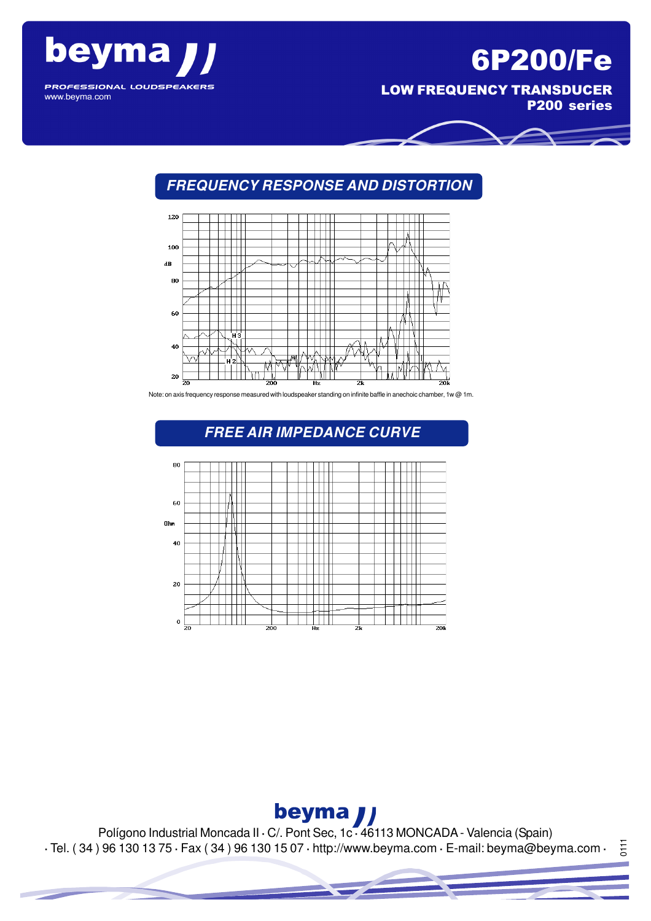beyma

PROFESSIONAL LOUDSPEAKERS

www.beyma.com

# 6P200/Fe

**LOW FREQUENCY TRANSDUCER**

**P200 series**

## *FREQUENCY RESPONSE AND DISTORTION*

120
100
dB
80
60
40
20
H3
H2
20
200
Hz
2k
20k

Note: on axis frequency response measured with loudspeaker standing on infinite baffle in anechoic chamber, 1w @ 1m.

## *FREE AIR IMPEDANCE CURVE*

80
60
Ohm
40
20
0
20
200
Hz
2k
20k

beyma

Polígono Industrial Moncada II · C/. Pont Sec, 1c · 46113 MONCADA - Valencia (Spain)

· Tel. ( 34 ) 96 130 13 75 · Fax ( 34 ) 96 130 15 07 · http://www.beyma.com · E-mail: beyma@beyma.com ·

0111